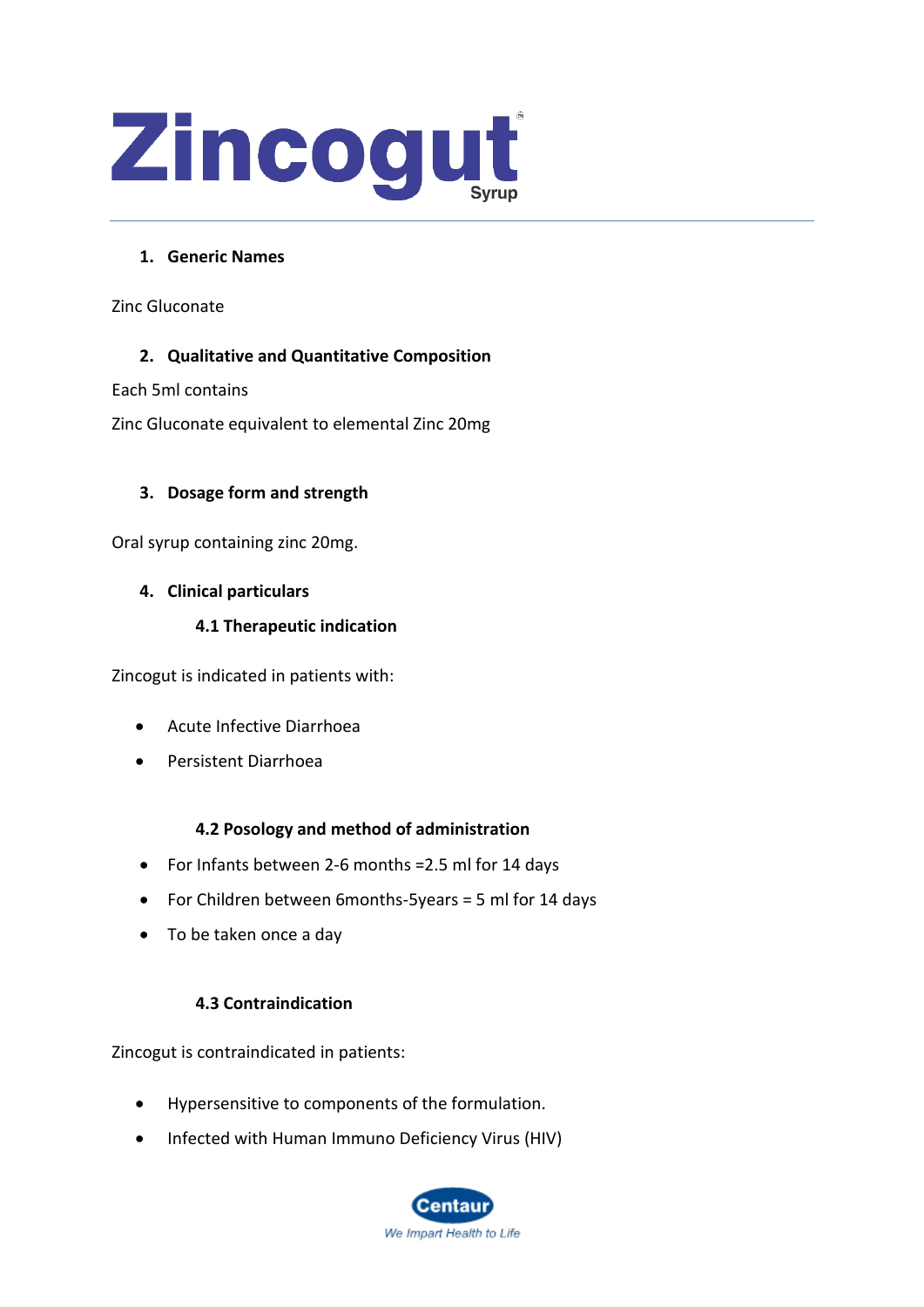# Zincogut® Syrup

## 1. Generic Names

Zinc Gluconate

## 2. Qualitative and Quantitative Composition

Each 5ml contains

Zinc Gluconate equivalent to elemental Zinc 20mg

## 3. Dosage form and strength

Oral syrup containing zinc 20mg.

## 4. Clinical particulars

### 4.1 Therapeutic indication

Zincogut is indicated in patients with:

- Acute Infective Diarrhoea
- Persistent Diarrhoea

### 4.2 Posology and method of administration

- For Infants between 2-6 months =2.5 ml for 14 days
- For Children between 6months-5years = 5 ml for 14 days
- To be taken once a day

### 4.3 Contraindication

Zincogut is contraindicated in patients:

- Hypersensitive to components of the formulation.
- Infected with Human Immuno Deficiency Virus (HIV)

Centaur
We Impart Health to Life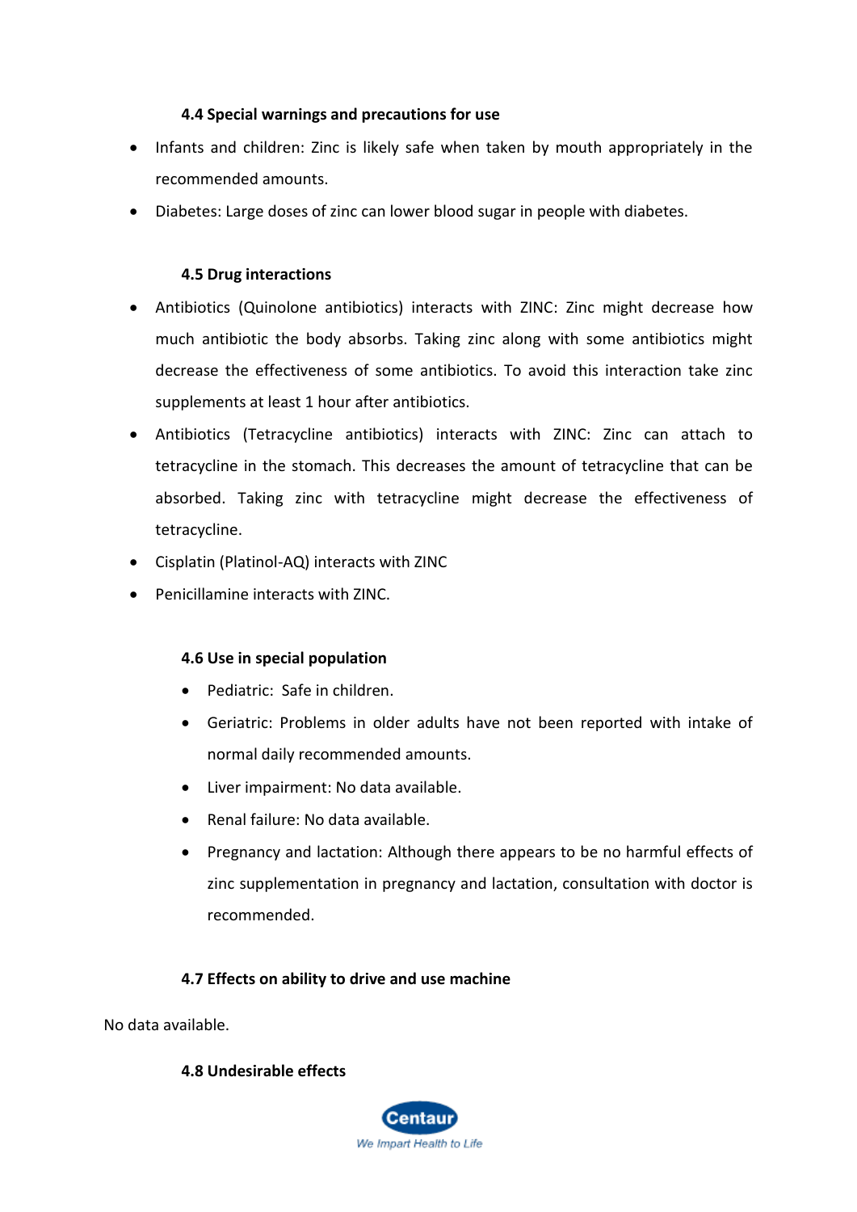### 4.4 Special warnings and precautions for use

- Infants and children: Zinc is likely safe when taken by mouth appropriately in the recommended amounts.
- Diabetes: Large doses of zinc can lower blood sugar in people with diabetes.

### 4.5 Drug interactions

- Antibiotics (Quinolone antibiotics) interacts with ZINC: Zinc might decrease how much antibiotic the body absorbs. Taking zinc along with some antibiotics might decrease the effectiveness of some antibiotics. To avoid this interaction take zinc supplements at least 1 hour after antibiotics.
- Antibiotics (Tetracycline antibiotics) interacts with ZINC: Zinc can attach to tetracycline in the stomach. This decreases the amount of tetracycline that can be absorbed. Taking zinc with tetracycline might decrease the effectiveness of tetracycline.
- Cisplatin (Platinol-AQ) interacts with ZINC
- Penicillamine interacts with ZINC.

### 4.6 Use in special population

- Pediatric: Safe in children.
- Geriatric: Problems in older adults have not been reported with intake of normal daily recommended amounts.
- Liver impairment: No data available.
- Renal failure: No data available.
- Pregnancy and lactation: Although there appears to be no harmful effects of zinc supplementation in pregnancy and lactation, consultation with doctor is recommended.

### 4.7 Effects on ability to drive and use machine

No data available.

### 4.8 Undesirable effects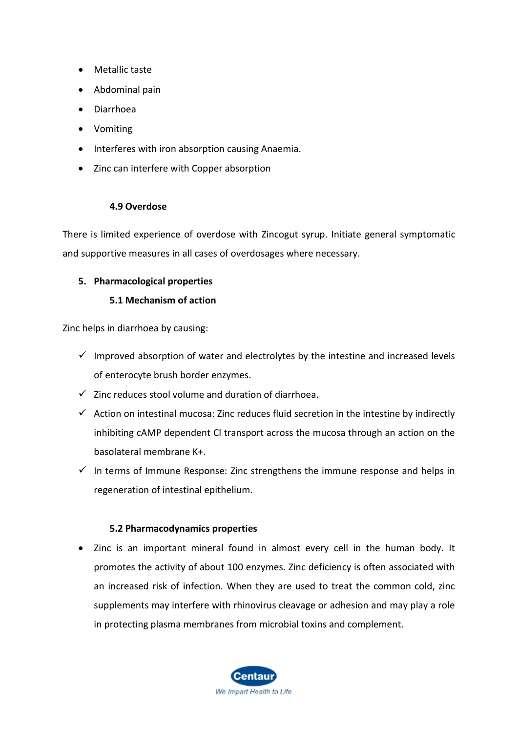- Metallic taste
- Abdominal pain
- Diarrhoea
- Vomiting
- Interferes with iron absorption causing Anaemia.
- Zinc can interfere with Copper absorption

### 4.9 Overdose

There is limited experience of overdose with Zincogut syrup. Initiate general symptomatic and supportive measures in all cases of overdosages where necessary.

## 5. Pharmacological properties

### 5.1 Mechanism of action

Zinc helps in diarrhoea by causing:

- ✓ Improved absorption of water and electrolytes by the intestine and increased levels of enterocyte brush border enzymes.
- ✓ Zinc reduces stool volume and duration of diarrhoea.
- ✓ Action on intestinal mucosa: Zinc reduces fluid secretion in the intestine by indirectly inhibiting cAMP dependent Cl transport across the mucosa through an action on the basolateral membrane K+.
- ✓ In terms of Immune Response: Zinc strengthens the immune response and helps in regeneration of intestinal epithelium.

### 5.2 Pharmacodynamics properties

- Zinc is an important mineral found in almost every cell in the human body. It promotes the activity of about 100 enzymes. Zinc deficiency is often associated with an increased risk of infection. When they are used to treat the common cold, zinc supplements may interfere with rhinovirus cleavage or adhesion and may play a role in protecting plasma membranes from microbial toxins and complement.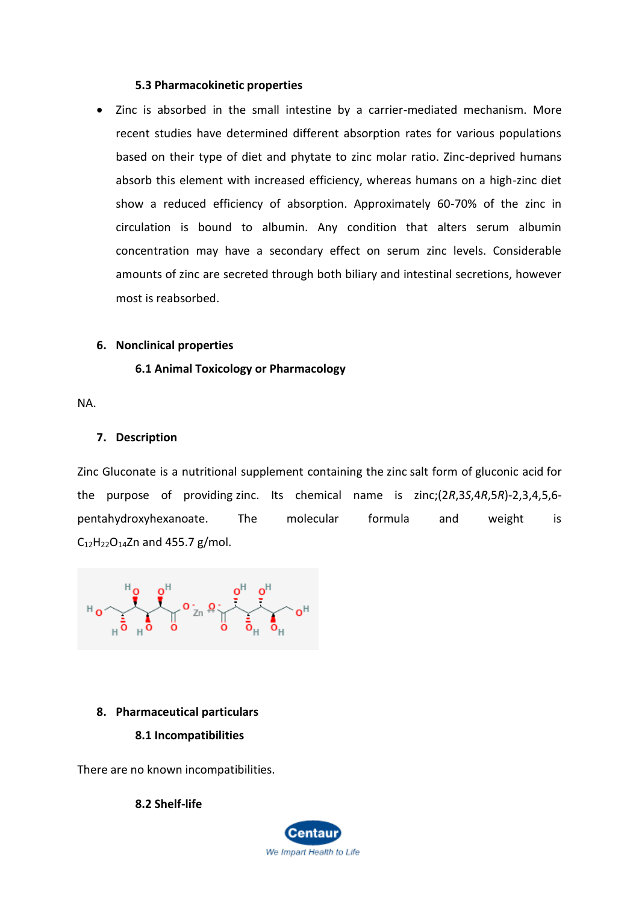### 5.3 Pharmacokinetic properties

- Zinc is absorbed in the small intestine by a carrier-mediated mechanism. More recent studies have determined different absorption rates for various populations based on their type of diet and phytate to zinc molar ratio. Zinc-deprived humans absorb this element with increased efficiency, whereas humans on a high-zinc diet show a reduced efficiency of absorption. Approximately 60-70% of the zinc in circulation is bound to albumin. Any condition that alters serum albumin concentration may have a secondary effect on serum zinc levels. Considerable amounts of zinc are secreted through both biliary and intestinal secretions, however most is reabsorbed.

## 6. Nonclinical properties

### 6.1 Animal Toxicology or Pharmacology

NA.

## 7. Description

Zinc Gluconate is a nutritional supplement containing the zinc salt form of gluconic acid for the purpose of providing zinc. Its chemical name is zinc;(2*R*,3*S*,4*R*,5*R*)-2,3,4,5,6-pentahydroxyhexanoate. The molecular formula and weight is $C_{12}H_{22}O_{14}Zn$ and 455.7 g/mol.

## 8. Pharmaceutical particulars

### 8.1 Incompatibilities

There are no known incompatibilities.

### 8.2 Shelf-life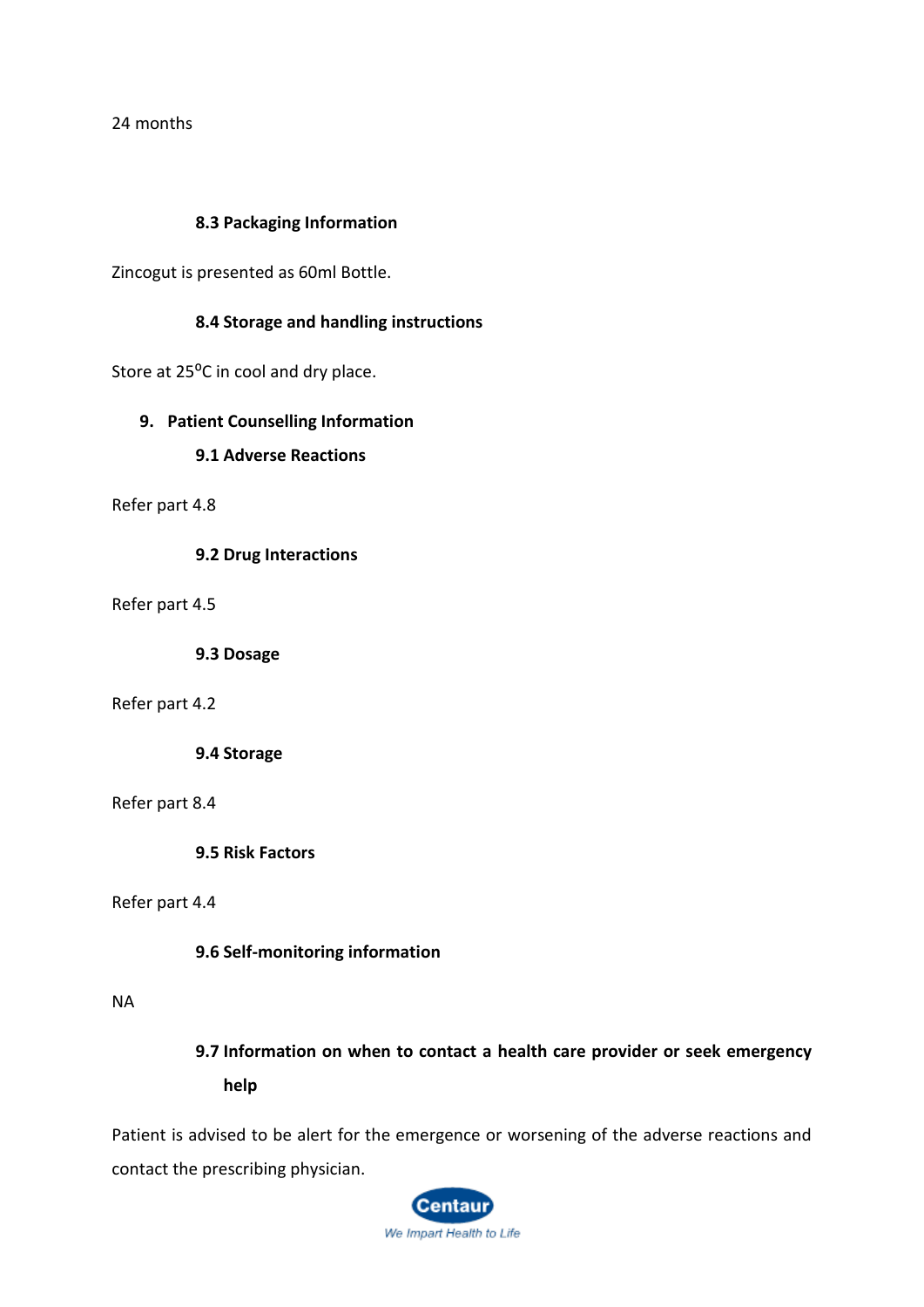24 months

### 8.3 Packaging Information

Zincogut is presented as 60ml Bottle.

### 8.4 Storage and handling instructions

Store at 25$^{o}$C in cool and dry place.

## 9. Patient Counselling Information

### 9.1 Adverse Reactions

Refer part 4.8

### 9.2 Drug Interactions

Refer part 4.5

### 9.3 Dosage

Refer part 4.2

### 9.4 Storage

Refer part 8.4

### 9.5 Risk Factors

Refer part 4.4

### 9.6 Self-monitoring information

NA

### 9.7 Information on when to contact a health care provider or seek emergency help

Patient is advised to be alert for the emergence or worsening of the adverse reactions and contact the prescribing physician.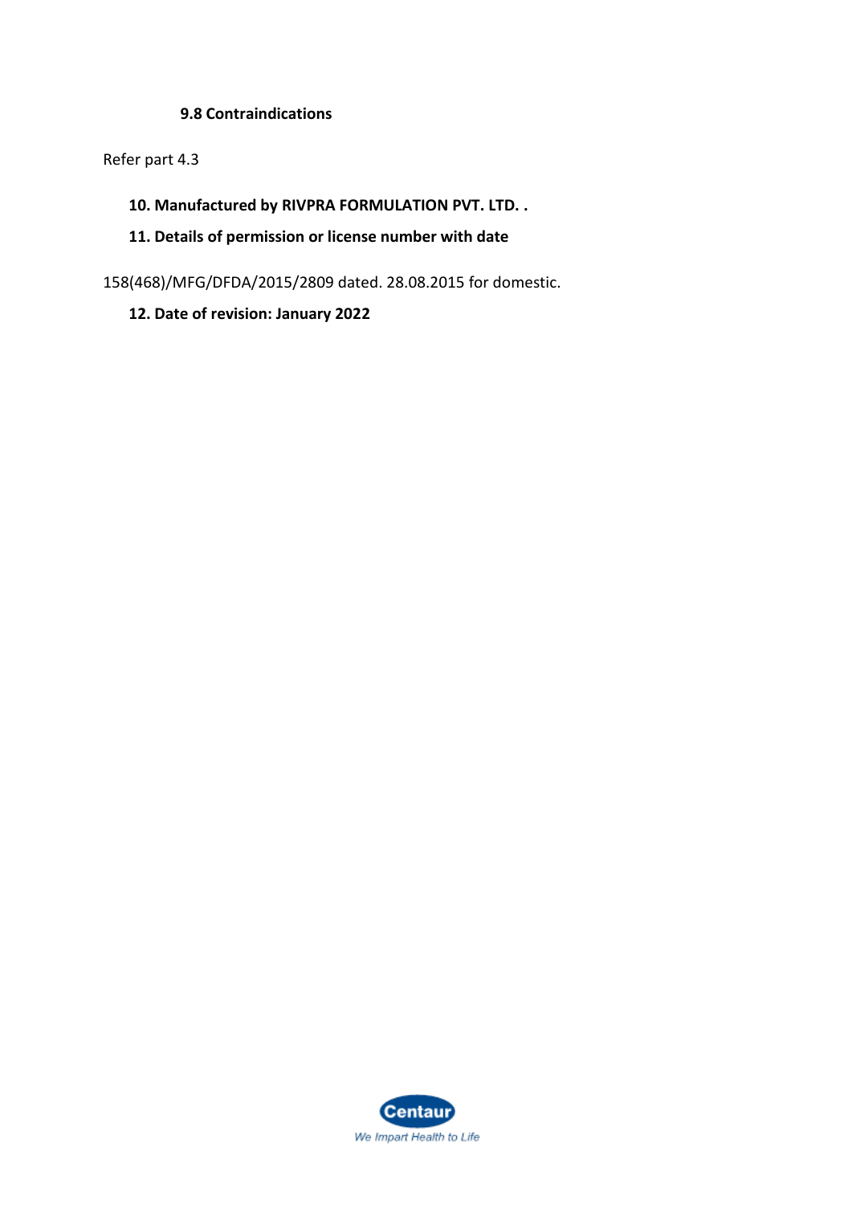### 9.8 Contraindications

Refer part 4.3

## 10. Manufactured by RIVPRA FORMULATION PVT. LTD. .

## 11. Details of permission or license number with date

158(468)/MFG/DFDA/2015/2809 dated. 28.08.2015 for domestic.

## 12. Date of revision: January 2022

Centaur

We Impart Health to Life